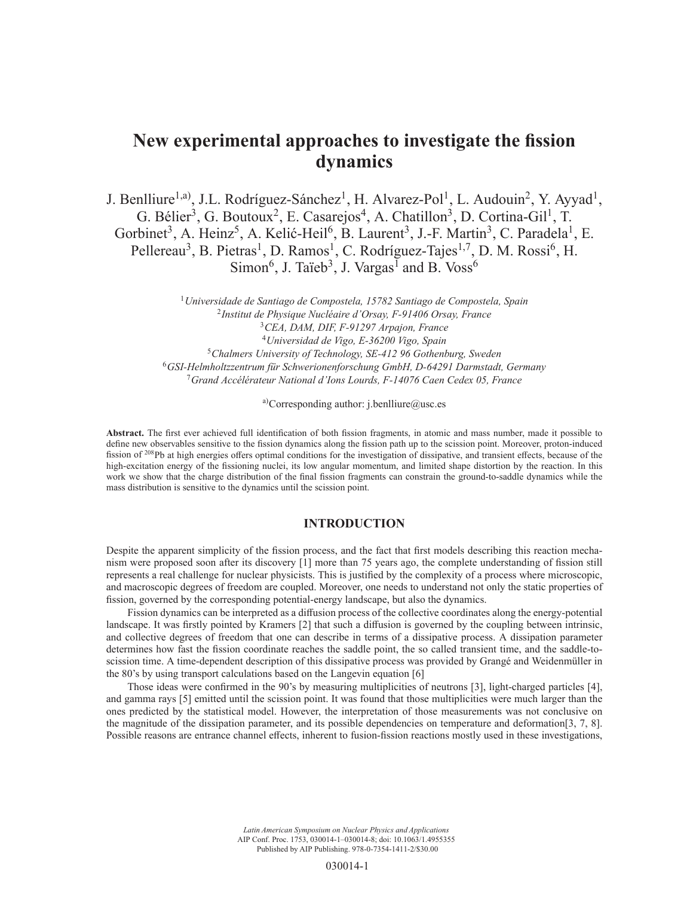# New experimental approaches to investigate the fission dynamics

J. Benlliure[1,a)], J.L. Rodríguez-Sánchez[1], H. Alvarez-Pol[1], L. Audouin[2], Y. Ayyad[1], G. Bélier[3], G. Boutoux[2], E. Casarejos[4], A. Chatillon[3], D. Cortina-Gil[1], T. Gorbinet[3], A. Heinz[5], A. Kelić-Heil[6], B. Laurent[3], J.-F. Martin[3], C. Paradela[1], E. Pellereau[3], B. Pietras[1], D. Ramos[1], C. Rodríguez-Tajes[1,7], D. M. Rossi[6], H. Simon[6], J. Taïeb[3], J. Vargas[1] and B. Voss[6]

[1]*Universidade de Santiago de Compostela, 15782 Santiago de Compostela, Spain*
[2]*Institut de Physique Nucléaire d'Orsay, F-91406 Orsay, France*
[3]*CEA, DAM, DIF, F-91297 Arpajon, France*
[4]*Universidad de Vigo, E-36200 Vigo, Spain*
[5]*Chalmers University of Technology, SE-412 96 Gothenburg, Sweden*
[6]*GSI-Helmholtzzentrum für Schwerionenforschung GmbH, D-64291 Darmstadt, Germany*
[7]*Grand Accélérateur National d'Ions Lourds, F-14076 Caen Cedex 05, France*

[a)]Corresponding author: j.benlliure@usc.es

**Abstract.** The first ever achieved full identification of both fission fragments, in atomic and mass number, made it possible to define new observables sensitive to the fission dynamics along the fission path up to the scission point. Moreover, proton-induced fission of $^{208}$Pb at high energies offers optimal conditions for the investigation of dissipative, and transient effects, because of the high-excitation energy of the fissioning nuclei, its low angular momentum, and limited shape distortion by the reaction. In this work we show that the charge distribution of the final fission fragments can constrain the ground-to-saddle dynamics while the mass distribution is sensitive to the dynamics until the scission point.

## INTRODUCTION

Despite the apparent simplicity of the fission process, and the fact that first models describing this reaction mechanism were proposed soon after its discovery [1] more than 75 years ago, the complete understanding of fission still represents a real challenge for nuclear physicists. This is justified by the complexity of a process where microscopic, and macroscopic degrees of freedom are coupled. Moreover, one needs to understand not only the static properties of fission, governed by the corresponding potential-energy landscape, but also the dynamics.

Fission dynamics can be interpreted as a diffusion process of the collective coordinates along the energy-potential landscape. It was firstly pointed by Kramers [2] that such a diffusion is governed by the coupling between intrinsic, and collective degrees of freedom that one can describe in terms of a dissipative process. A dissipation parameter determines how fast the fission coordinate reaches the saddle point, the so called transient time, and the saddle-to-scission time. A time-dependent description of this dissipative process was provided by Grangé and Weidenmüller in the 80's by using transport calculations based on the Langevin equation [6]

Those ideas were confirmed in the 90's by measuring multiplicities of neutrons [3], light-charged particles [4], and gamma rays [5] emitted until the scission point. It was found that those multiplicities were much larger than the ones predicted by the statistical model. However, the interpretation of those measurements was not conclusive on the magnitude of the dissipation parameter, and its possible dependencies on temperature and deformation[3, 7, 8]. Possible reasons are entrance channel effects, inherent to fusion-fission reactions mostly used in these investigations,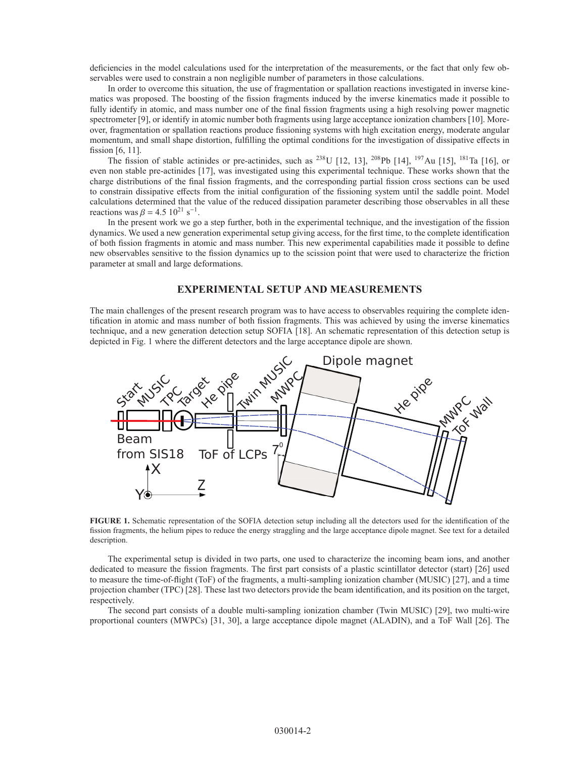deficiencies in the model calculations used for the interpretation of the measurements, or the fact that only few observables were used to constrain a non negligible number of parameters in those calculations.

In order to overcome this situation, the use of fragmentation or spallation reactions investigated in inverse kinematics was proposed. The boosting of the fission fragments induced by the inverse kinematics made it possible to fully identify in atomic, and mass number one of the final fission fragments using a high resolving power magnetic spectrometer [9], or identify in atomic number both fragments using large acceptance ionization chambers [10]. Moreover, fragmentation or spallation reactions produce fissioning systems with high excitation energy, moderate angular momentum, and small shape distortion, fulfilling the optimal conditions for the investigation of dissipative effects in fission [6, 11].

The fission of stable actinides or pre-actinides, such as $^{238}$U [12, 13], $^{208}$Pb [14], $^{197}$Au [15], $^{181}$Ta [16], or even non stable pre-actinides [17], was investigated using this experimental technique. These works shown that the charge distributions of the final fission fragments, and the corresponding partial fission cross sections can be used to constrain dissipative effects from the initial configuration of the fissioning system until the saddle point. Model calculations determined that the value of the reduced dissipation parameter describing those observables in all these reactions was $\beta = 4.5\ 10^{21}\ \mathrm{s}^{-1}$.

In the present work we go a step further, both in the experimental technique, and the investigation of the fission dynamics. We used a new generation experimental setup giving access, for the first time, to the complete identification of both fission fragments in atomic and mass number. This new experimental capabilities made it possible to define new observables sensitive to the fission dynamics up to the scission point that were used to characterize the friction parameter at small and large deformations.

## EXPERIMENTAL SETUP AND MEASUREMENTS

The main challenges of the present research program was to have access to observables requiring the complete identification in atomic and mass number of both fission fragments. This was achieved by using the inverse kinematics technique, and a new generation detection setup SOFIA [18]. An schematic representation of this detection setup is depicted in Fig. 1 where the different detectors and the large acceptance dipole are shown.

**FIGURE 1.** Schematic representation of the SOFIA detection setup including all the detectors used for the identification of the fission fragments, the helium pipes to reduce the energy straggling and the large acceptance dipole magnet. See text for a detailed description.

The experimental setup is divided in two parts, one used to characterize the incoming beam ions, and another dedicated to measure the fission fragments. The first part consists of a plastic scintillator detector (start) [26] used to measure the time-of-flight (ToF) of the fragments, a multi-sampling ionization chamber (MUSIC) [27], and a time projection chamber (TPC) [28]. These last two detectors provide the beam identification, and its position on the target, respectively.

The second part consists of a double multi-sampling ionization chamber (Twin MUSIC) [29], two multi-wire proportional counters (MWPCs) [31, 30], a large acceptance dipole magnet (ALADIN), and a ToF Wall [26]. The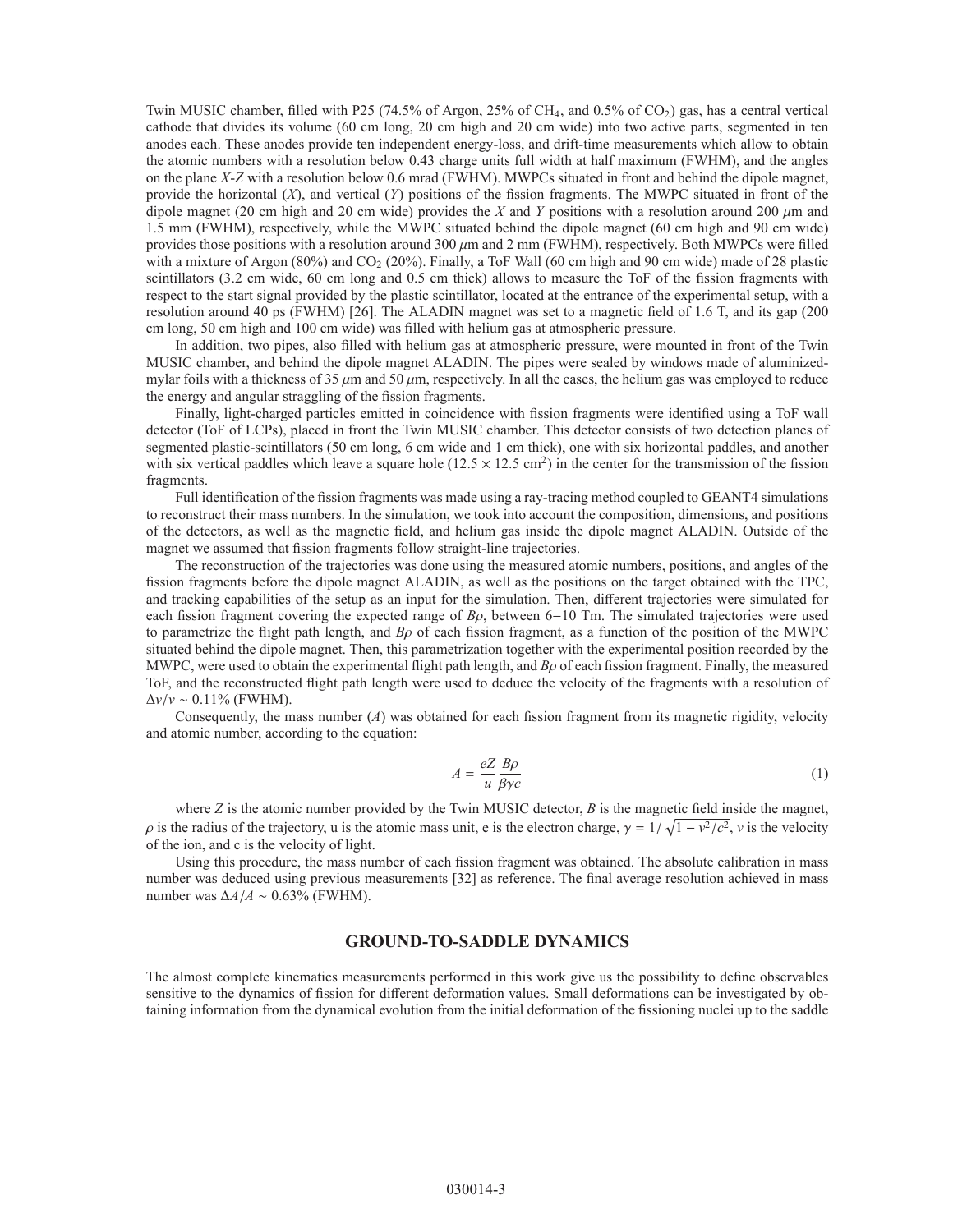Twin MUSIC chamber, filled with P25 (74.5% of Argon, 25% of $CH_4$, and 0.5% of $CO_2$) gas, has a central vertical cathode that divides its volume (60 cm long, 20 cm high and 20 cm wide) into two active parts, segmented in ten anodes each. These anodes provide ten independent energy-loss, and drift-time measurements which allow to obtain the atomic numbers with a resolution below 0.43 charge units full width at half maximum (FWHM), and the angles on the plane *X*-*Z* with a resolution below 0.6 mrad (FWHM). MWPCs situated in front and behind the dipole magnet, provide the horizontal ($X$), and vertical ($Y$) positions of the fission fragments. The MWPC situated in front of the dipole magnet (20 cm high and 20 cm wide) provides the $X$ and $Y$ positions with a resolution around 200 $\mu$m and 1.5 mm (FWHM), respectively, while the MWPC situated behind the dipole magnet (60 cm high and 90 cm wide) provides those positions with a resolution around 300 $\mu$m and 2 mm (FWHM), respectively. Both MWPCs were filled with a mixture of Argon (80%) and $CO_2$ (20%). Finally, a ToF Wall (60 cm high and 90 cm wide) made of 28 plastic scintillators (3.2 cm wide, 60 cm long and 0.5 cm thick) allows to measure the ToF of the fission fragments with respect to the start signal provided by the plastic scintillator, located at the entrance of the experimental setup, with a resolution around 40 ps (FWHM) [26]. The ALADIN magnet was set to a magnetic field of 1.6 T, and its gap (200 cm long, 50 cm high and 100 cm wide) was filled with helium gas at atmospheric pressure.

In addition, two pipes, also filled with helium gas at atmospheric pressure, were mounted in front of the Twin MUSIC chamber, and behind the dipole magnet ALADIN. The pipes were sealed by windows made of aluminized-mylar foils with a thickness of 35 $\mu$m and 50 $\mu$m, respectively. In all the cases, the helium gas was employed to reduce the energy and angular straggling of the fission fragments.

Finally, light-charged particles emitted in coincidence with fission fragments were identified using a ToF wall detector (ToF of LCPs), placed in front the Twin MUSIC chamber. This detector consists of two detection planes of segmented plastic-scintillators (50 cm long, 6 cm wide and 1 cm thick), one with six horizontal paddles, and another with six vertical paddles which leave a square hole ($12.5 \times 12.5$ cm$^2$) in the center for the transmission of the fission fragments.

Full identification of the fission fragments was made using a ray-tracing method coupled to GEANT4 simulations to reconstruct their mass numbers. In the simulation, we took into account the composition, dimensions, and positions of the detectors, as well as the magnetic field, and helium gas inside the dipole magnet ALADIN. Outside of the magnet we assumed that fission fragments follow straight-line trajectories.

The reconstruction of the trajectories was done using the measured atomic numbers, positions, and angles of the fission fragments before the dipole magnet ALADIN, as well as the positions on the target obtained with the TPC, and tracking capabilities of the setup as an input for the simulation. Then, different trajectories were simulated for each fission fragment covering the expected range of $B\rho$, between 6−10 Tm. The simulated trajectories were used to parametrize the flight path length, and $B\rho$ of each fission fragment, as a function of the position of the MWPC situated behind the dipole magnet. Then, this parametrization together with the experimental position recorded by the MWPC, were used to obtain the experimental flight path length, and $B\rho$ of each fission fragment. Finally, the measured ToF, and the reconstructed flight path length were used to deduce the velocity of the fragments with a resolution of $\Delta v/v \sim 0.11\%$ (FWHM).

Consequently, the mass number ($A$) was obtained for each fission fragment from its magnetic rigidity, velocity and atomic number, according to the equation:

$$A = \frac{eZ}{u}\frac{B\rho}{\beta\gamma c} \tag{1}$$

where $Z$ is the atomic number provided by the Twin MUSIC detector, $B$ is the magnetic field inside the magnet, $\rho$ is the radius of the trajectory, u is the atomic mass unit, e is the electron charge, $\gamma = 1/\sqrt{1 - v^2/c^2}$, $v$ is the velocity of the ion, and c is the velocity of light.

Using this procedure, the mass number of each fission fragment was obtained. The absolute calibration in mass number was deduced using previous measurements [32] as reference. The final average resolution achieved in mass number was $\Delta A/A \sim 0.63\%$ (FWHM).

## GROUND-TO-SADDLE DYNAMICS

The almost complete kinematics measurements performed in this work give us the possibility to define observables sensitive to the dynamics of fission for different deformation values. Small deformations can be investigated by obtaining information from the dynamical evolution from the initial deformation of the fissioning nuclei up to the saddle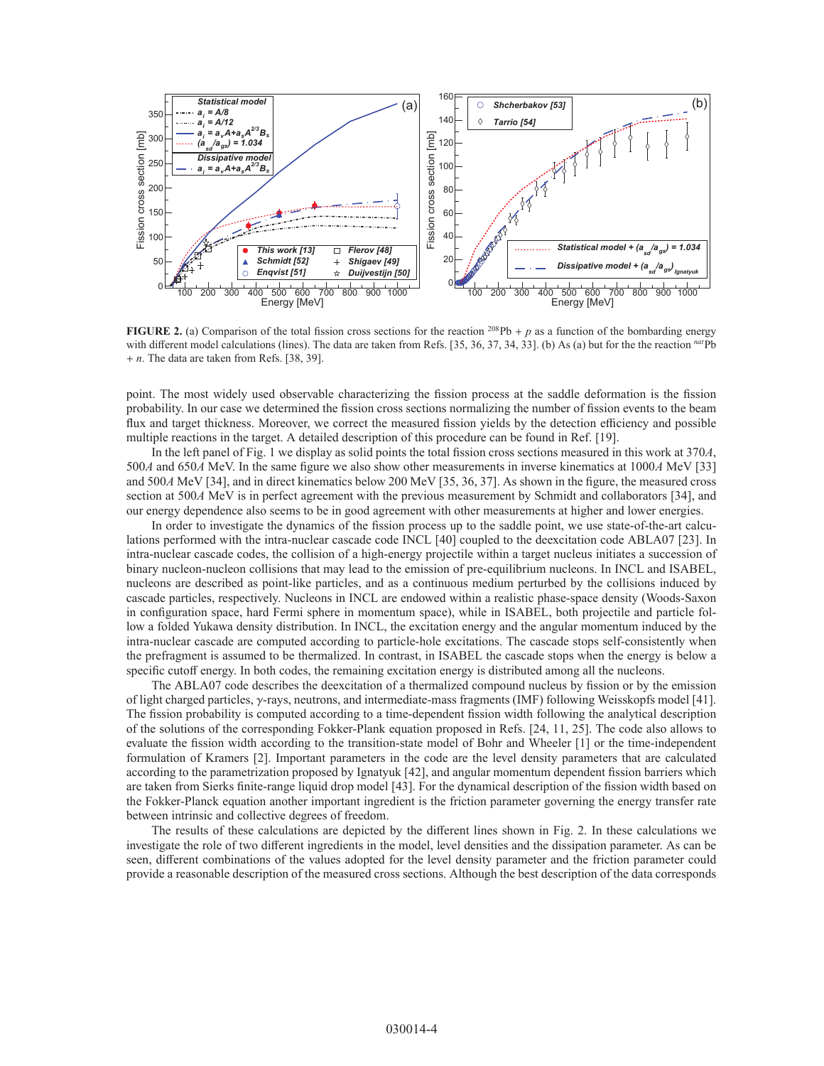**FIGURE 2.** (a) Comparison of the total fission cross sections for the reaction $^{208}$Pb + $p$ as a function of the bombarding energy with different model calculations (lines). The data are taken from Refs. [35, 36, 37, 34, 33]. (b) As (a) but for the the reaction $^{nat}$Pb + $n$. The data are taken from Refs. [38, 39].

point. The most widely used observable characterizing the fission process at the saddle deformation is the fission probability. In our case we determined the fission cross sections normalizing the number of fission events to the beam flux and target thickness. Moreover, we correct the measured fission yields by the detection efficiency and possible multiple reactions in the target. A detailed description of this procedure can be found in Ref. [19].

In the left panel of Fig. 1 we display as solid points the total fission cross sections measured in this work at 370$A$, 500$A$ and 650$A$ MeV. In the same figure we also show other measurements in inverse kinematics at 1000$A$ MeV [33] and 500$A$ MeV [34], and in direct kinematics below 200 MeV [35, 36, 37]. As shown in the figure, the measured cross section at 500$A$ MeV is in perfect agreement with the previous measurement by Schmidt and collaborators [34], and our energy dependence also seems to be in good agreement with other measurements at higher and lower energies.

In order to investigate the dynamics of the fission process up to the saddle point, we use state-of-the-art calculations performed with the intra-nuclear cascade code INCL [40] coupled to the deexcitation code ABLA07 [23]. In intra-nuclear cascade codes, the collision of a high-energy projectile within a target nucleus initiates a succession of binary nucleon-nucleon collisions that may lead to the emission of pre-equilibrium nucleons. In INCL and ISABEL, nucleons are described as point-like particles, and as a continuous medium perturbed by the collisions induced by cascade particles, respectively. Nucleons in INCL are endowed within a realistic phase-space density (Woods-Saxon in configuration space, hard Fermi sphere in momentum space), while in ISABEL, both projectile and particle follow a folded Yukawa density distribution. In INCL, the excitation energy and the angular momentum induced by the intra-nuclear cascade are computed according to particle-hole excitations. The cascade stops self-consistently when the prefragment is assumed to be thermalized. In contrast, in ISABEL the cascade stops when the energy is below a specific cutoff energy. In both codes, the remaining excitation energy is distributed among all the nucleons.

The ABLA07 code describes the deexcitation of a thermalized compound nucleus by fission or by the emission of light charged particles, $\gamma$-rays, neutrons, and intermediate-mass fragments (IMF) following Weisskopfs model [41]. The fission probability is computed according to a time-dependent fission width following the analytical description of the solutions of the corresponding Fokker-Plank equation proposed in Refs. [24, 11, 25]. The code also allows to evaluate the fission width according to the transition-state model of Bohr and Wheeler [1] or the time-independent formulation of Kramers [2]. Important parameters in the code are the level density parameters that are calculated according to the parametrization proposed by Ignatyuk [42], and angular momentum dependent fission barriers which are taken from Sierks finite-range liquid drop model [43]. For the dynamical description of the fission width based on the Fokker-Planck equation another important ingredient is the friction parameter governing the energy transfer rate between intrinsic and collective degrees of freedom.

The results of these calculations are depicted by the different lines shown in Fig. 2. In these calculations we investigate the role of two different ingredients in the model, level densities and the dissipation parameter. As can be seen, different combinations of the values adopted for the level density parameter and the friction parameter could provide a reasonable description of the measured cross sections. Although the best description of the data corresponds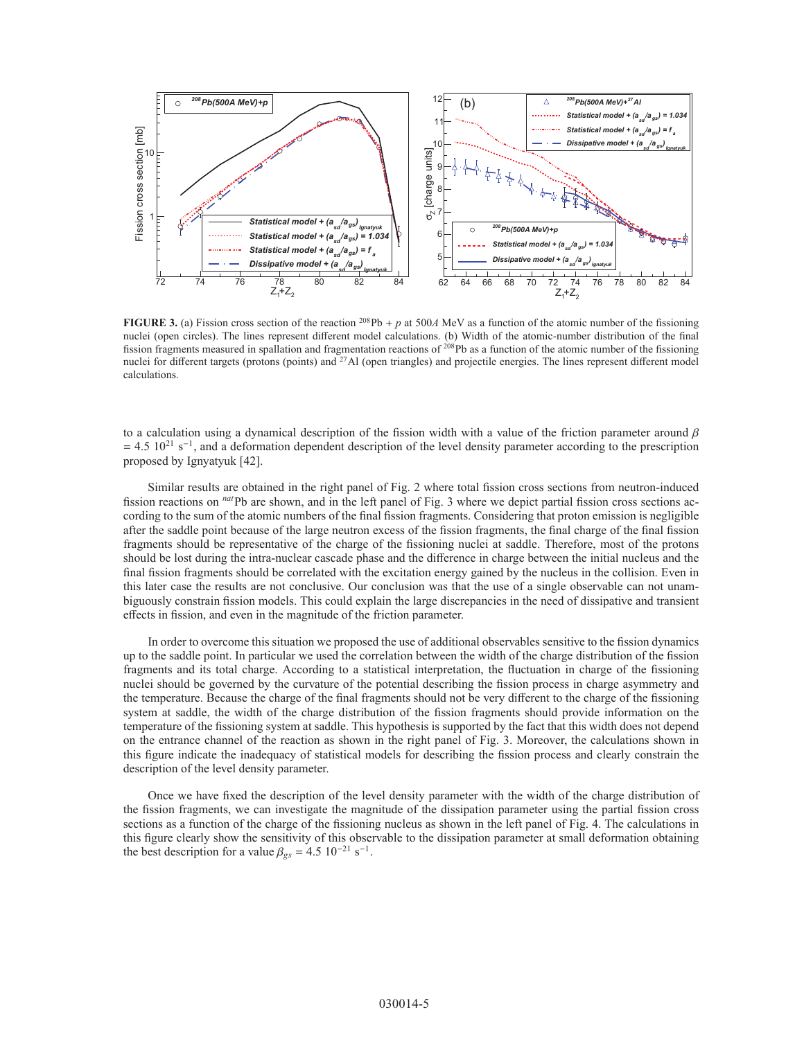(a)

$^{208}$Pb(500A MeV)+p

Fission cross section [mb]

Statistical model + $(a_{sd}/a_{gs})_{Ignatyuk}$

Statistical model + $(a_{sd}/a_{gs})$ = 1.034

Statistical model + $(a_{sd}/a_{gs}) = f_a$

Dissipative model + $(a_{sd}/a_{gs})_{Ignatyuk}$

$Z_1+Z_2$

(b)

$^{208}$Pb(500A MeV)+$^{27}$Al

Statistical model + $(a_{sd}/a_{gs})$ = 1.034

Statistical model + $(a_{sd}/a_{gs}) = f_a$

Dissipative model + $(a_{sd}/a_{gs})_{Ignatyuk}$

$^{208}$Pb(500A MeV)+p

Statistical model + $(a_{sd}/a_{gs})$ = 1.034

Dissipative model + $(a_{sd}/a_{gs})_{Ignatyuk}$

$\sigma_Z$ [charge units]

$Z_1+Z_2$

**FIGURE 3.** (a) Fission cross section of the reaction $^{208}$Pb + $p$ at 500$A$ MeV as a function of the atomic number of the fissioning nuclei (open circles). The lines represent different model calculations. (b) Width of the atomic-number distribution of the final fission fragments measured in spallation and fragmentation reactions of $^{208}$Pb as a function of the atomic number of the fissioning nuclei for different targets (protons (points) and $^{27}$Al (open triangles) and projectile energies. The lines represent different model calculations.

to a calculation using a dynamical description of the fission width with a value of the friction parameter around $\beta = 4.5\ 10^{21}\ \mathrm{s}^{-1}$, and a deformation dependent description of the level density parameter according to the prescription proposed by Ignyatyuk [42].

Similar results are obtained in the right panel of Fig. 2 where total fission cross sections from neutron-induced fission reactions on $^{nat}$Pb are shown, and in the left panel of Fig. 3 where we depict partial fission cross sections according to the sum of the atomic numbers of the final fission fragments. Considering that proton emission is negligible after the saddle point because of the large neutron excess of the fission fragments, the final charge of the final fission fragments should be representative of the charge of the fissioning nuclei at saddle. Therefore, most of the protons should be lost during the intra-nuclear cascade phase and the difference in charge between the initial nucleus and the final fission fragments should be correlated with the excitation energy gained by the nucleus in the collision. Even in this later case the results are not conclusive. Our conclusion was that the use of a single observable can not unambiguously constrain fission models. This could explain the large discrepancies in the need of dissipative and transient effects in fission, and even in the magnitude of the friction parameter.

In order to overcome this situation we proposed the use of additional observables sensitive to the fission dynamics up to the saddle point. In particular we used the correlation between the width of the charge distribution of the fission fragments and its total charge. According to a statistical interpretation, the fluctuation in charge of the fissioning nuclei should be governed by the curvature of the potential describing the fission process in charge asymmetry and the temperature. Because the charge of the final fragments should not be very different to the charge of the fissioning system at saddle, the width of the charge distribution of the fission fragments should provide information on the temperature of the fissioning system at saddle. This hypothesis is supported by the fact that this width does not depend on the entrance channel of the reaction as shown in the right panel of Fig. 3. Moreover, the calculations shown in this figure indicate the inadequacy of statistical models for describing the fission process and clearly constrain the description of the level density parameter.

Once we have fixed the description of the level density parameter with the width of the charge distribution of the fission fragments, we can investigate the magnitude of the dissipation parameter using the partial fission cross sections as a function of the charge of the fissioning nucleus as shown in the left panel of Fig. 4. The calculations in this figure clearly show the sensitivity of this observable to the dissipation parameter at small deformation obtaining the best description for a value $\beta_{gs} = 4.5\ 10^{-21}\ \mathrm{s}^{-1}$.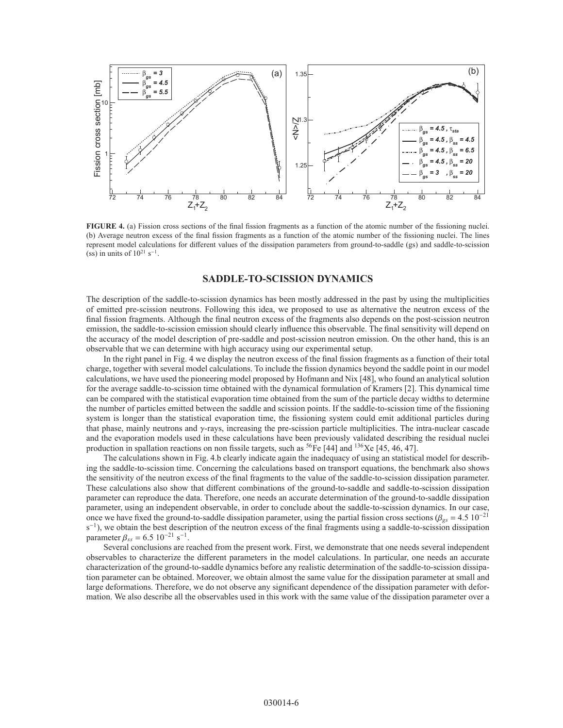**FIGURE 4.** (a) Fission cross sections of the final fission fragments as a function of the atomic number of the fissioning nuclei. (b) Average neutron excess of the final fission fragments as a function of the atomic number of the fissioning nuclei. The lines represent model calculations for different values of the dissipation parameters from ground-to-saddle (gs) and saddle-to-scission (ss) in units of $10^{21}$ s$^{-1}$.

## SADDLE-TO-SCISSION DYNAMICS

The description of the saddle-to-scission dynamics has been mostly addressed in the past by using the multiplicities of emitted pre-scission neutrons. Following this idea, we proposed to use as alternative the neutron excess of the final fission fragments. Although the final neutron excess of the fragments also depends on the post-scission neutron emission, the saddle-to-scission emission should clearly influence this observable. The final sensitivity will depend on the accuracy of the model description of pre-saddle and post-scission neutron emission. On the other hand, this is an observable that we can determine with high accuracy using our experimental setup.

In the right panel in Fig. 4 we display the neutron excess of the final fission fragments as a function of their total charge, together with several model calculations. To include the fission dynamics beyond the saddle point in our model calculations, we have used the pioneering model proposed by Hofmann and Nix [48], who found an analytical solution for the average saddle-to-scission time obtained with the dynamical formulation of Kramers [2]. This dynamical time can be compared with the statistical evaporation time obtained from the sum of the particle decay widths to determine the number of particles emitted between the saddle and scission points. If the saddle-to-scission time of the fissioning system is longer than the statistical evaporation time, the fissioning system could emit additional particles during that phase, mainly neutrons and $\gamma$-rays, increasing the pre-scission particle multiplicities. The intra-nuclear cascade and the evaporation models used in these calculations have been previously validated describing the residual nuclei production in spallation reactions on non fissile targets, such as $^{56}$Fe [44] and $^{136}$Xe [45, 46, 47].

The calculations shown in Fig. 4.b clearly indicate again the inadequacy of using an statistical model for describing the saddle-to-scission time. Concerning the calculations based on transport equations, the benchmark also shows the sensitivity of the neutron excess of the final fragments to the value of the saddle-to-scission dissipation parameter. These calculations also show that different combinations of the ground-to-saddle and saddle-to-scission dissipation parameter can reproduce the data. Therefore, one needs an accurate determination of the ground-to-saddle dissipation parameter, using an independent observable, in order to conclude about the saddle-to-scission dynamics. In our case, once we have fixed the ground-to-saddle dissipation parameter, using the partial fission cross sections ($\beta_{gs}$ = 4.5 $10^{-21}$ s$^{-1}$), we obtain the best description of the neutron excess of the final fragments using a saddle-to-scission dissipation parameter $\beta_{ss}$ = 6.5 $10^{-21}$ s$^{-1}$.

Several conclusions are reached from the present work. First, we demonstrate that one needs several independent observables to characterize the different parameters in the model calculations. In particular, one needs an accurate characterization of the ground-to-saddle dynamics before any realistic determination of the saddle-to-scission dissipation parameter can be obtained. Moreover, we obtain almost the same value for the dissipation parameter at small and large deformations. Therefore, we do not observe any significant dependence of the dissipation parameter with deformation. We also describe all the observables used in this work with the same value of the dissipation parameter over a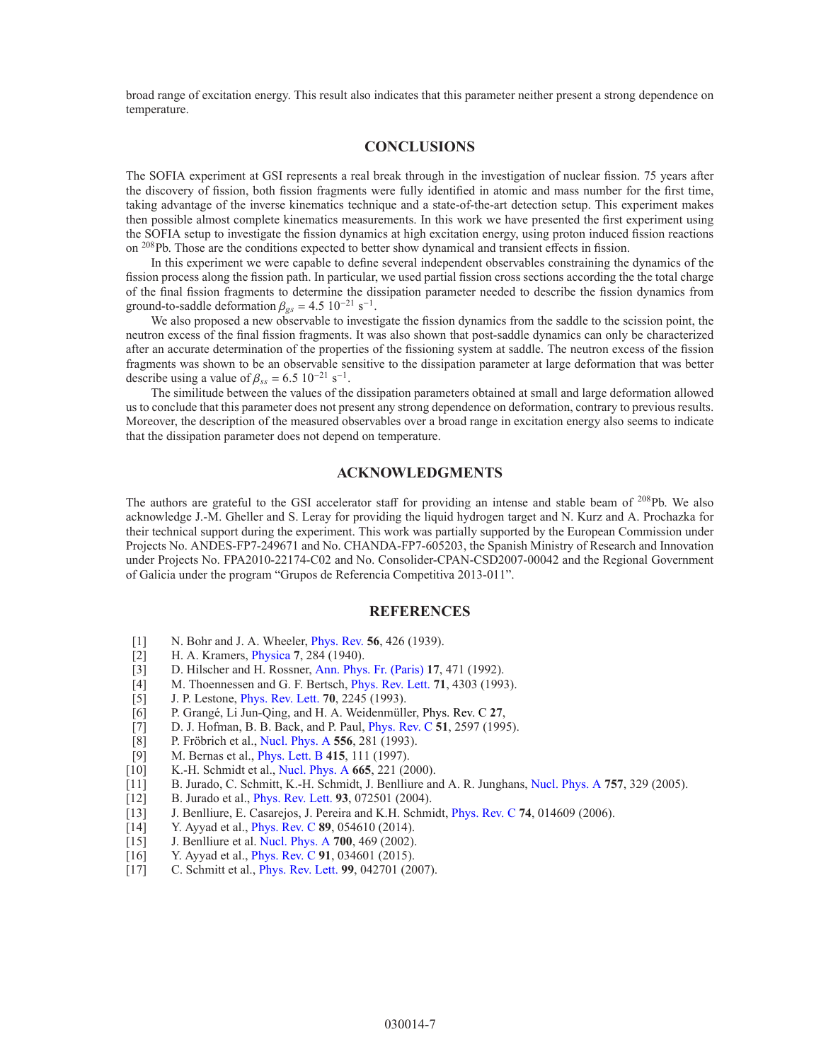broad range of excitation energy. This result also indicates that this parameter neither present a strong dependence on temperature.

## CONCLUSIONS

The SOFIA experiment at GSI represents a real break through in the investigation of nuclear fission. 75 years after the discovery of fission, both fission fragments were fully identified in atomic and mass number for the first time, taking advantage of the inverse kinematics technique and a state-of-the-art detection setup. This experiment makes then possible almost complete kinematics measurements. In this work we have presented the first experiment using the SOFIA setup to investigate the fission dynamics at high excitation energy, using proton induced fission reactions on $^{208}$Pb. Those are the conditions expected to better show dynamical and transient effects in fission.

In this experiment we were capable to define several independent observables constraining the dynamics of the fission process along the fission path. In particular, we used partial fission cross sections according the the total charge of the final fission fragments to determine the dissipation parameter needed to describe the fission dynamics from ground-to-saddle deformation $\beta_{gs} = 4.5\ 10^{-21}\ \mathrm{s}^{-1}$.

We also proposed a new observable to investigate the fission dynamics from the saddle to the scission point, the neutron excess of the final fission fragments. It was also shown that post-saddle dynamics can only be characterized after an accurate determination of the properties of the fissioning system at saddle. The neutron excess of the fission fragments was shown to be an observable sensitive to the dissipation parameter at large deformation that was better describe using a value of $\beta_{ss} = 6.5\ 10^{-21}\ \mathrm{s}^{-1}$.

The similitude between the values of the dissipation parameters obtained at small and large deformation allowed us to conclude that this parameter does not present any strong dependence on deformation, contrary to previous results. Moreover, the description of the measured observables over a broad range in excitation energy also seems to indicate that the dissipation parameter does not depend on temperature.

## ACKNOWLEDGMENTS

The authors are grateful to the GSI accelerator staff for providing an intense and stable beam of $^{208}$Pb. We also acknowledge J.-M. Gheller and S. Leray for providing the liquid hydrogen target and N. Kurz and A. Prochazka for their technical support during the experiment. This work was partially supported by the European Commission under Projects No. ANDES-FP7-249671 and No. CHANDA-FP7-605203, the Spanish Ministry of Research and Innovation under Projects No. FPA2010-22174-C02 and No. Consolider-CPAN-CSD2007-00042 and the Regional Government of Galicia under the program "Grupos de Referencia Competitiva 2013-011".

## REFERENCES

[1] N. Bohr and J. A. Wheeler, Phys. Rev. **56**, 426 (1939).
[2] H. A. Kramers, Physica **7**, 284 (1940).
[3] D. Hilscher and H. Rossner, Ann. Phys. Fr. (Paris) **17**, 471 (1992).
[4] M. Thoennessen and G. F. Bertsch, Phys. Rev. Lett. **71**, 4303 (1993).
[5] J. P. Lestone, Phys. Rev. Lett. **70**, 2245 (1993).
[6] P. Grangé, Li Jun-Qing, and H. A. Weidenmüller, Phys. Rev. C **27**,
[7] D. J. Hofman, B. B. Back, and P. Paul, Phys. Rev. C **51**, 2597 (1995).
[8] P. Fröbrich et al., Nucl. Phys. A **556**, 281 (1993).
[9] M. Bernas et al., Phys. Lett. B **415**, 111 (1997).
[10] K.-H. Schmidt et al., Nucl. Phys. A **665**, 221 (2000).
[11] B. Jurado, C. Schmitt, K.-H. Schmidt, J. Benlliure and A. R. Junghans, Nucl. Phys. A **757**, 329 (2005).
[12] B. Jurado et al., Phys. Rev. Lett. **93**, 072501 (2004).
[13] J. Benlliure, E. Casarejos, J. Pereira and K.H. Schmidt, Phys. Rev. C **74**, 014609 (2006).
[14] Y. Ayyad et al., Phys. Rev. C **89**, 054610 (2014).
[15] J. Benlliure et al. Nucl. Phys. A **700**, 469 (2002).
[16] Y. Ayyad et al., Phys. Rev. C **91**, 034601 (2015).
[17] C. Schmitt et al., Phys. Rev. Lett. **99**, 042701 (2007).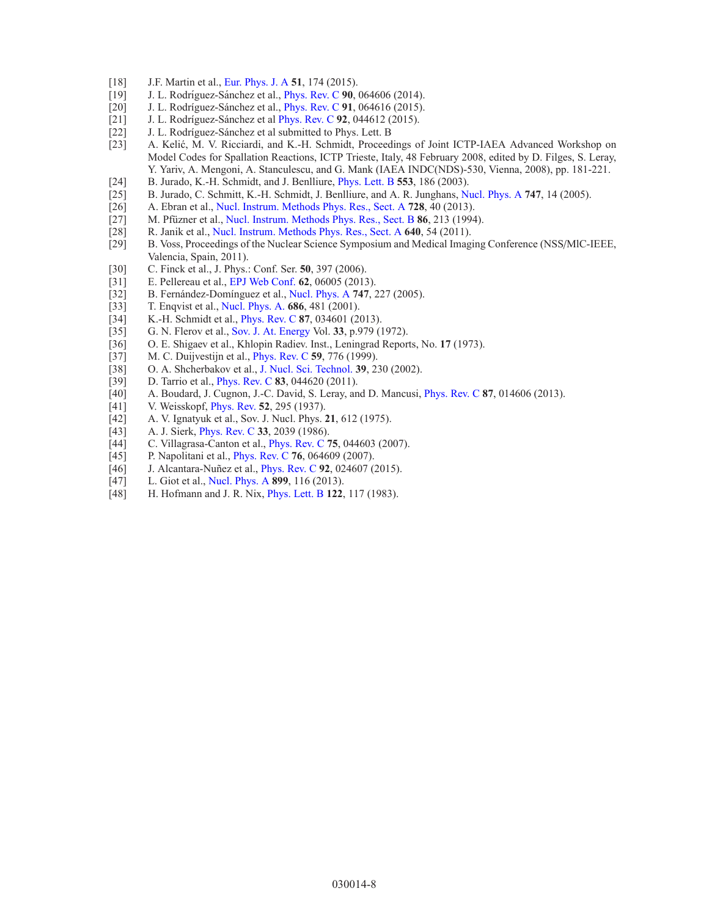[18] J.F. Martin et al., Eur. Phys. J. A **51**, 174 (2015).
[19] J. L. Rodríguez-Sánchez et al., Phys. Rev. C **90**, 064606 (2014).
[20] J. L. Rodríguez-Sánchez et al., Phys. Rev. C **91**, 064616 (2015).
[21] J. L. Rodríguez-Sánchez et al Phys. Rev. C **92**, 044612 (2015).
[22] J. L. Rodríguez-Sánchez et al submitted to Phys. Lett. B
[23] A. Kelić, M. V. Ricciardi, and K.-H. Schmidt, Proceedings of Joint ICTP-IAEA Advanced Workshop on Model Codes for Spallation Reactions, ICTP Trieste, Italy, 48 February 2008, edited by D. Filges, S. Leray, Y. Yariv, A. Mengoni, A. Stanculescu, and G. Mank (IAEA INDC(NDS)-530, Vienna, 2008), pp. 181-221.
[24] B. Jurado, K.-H. Schmidt, and J. Benlliure, Phys. Lett. B **553**, 186 (2003).
[25] B. Jurado, C. Schmitt, K.-H. Schmidt, J. Benlliure, and A. R. Junghans, Nucl. Phys. A **747**, 14 (2005).
[26] A. Ebran et al., Nucl. Instrum. Methods Phys. Res., Sect. A **728**, 40 (2013).
[27] M. Pfüzner et al., Nucl. Instrum. Methods Phys. Res., Sect. B **86**, 213 (1994).
[28] R. Janik et al., Nucl. Instrum. Methods Phys. Res., Sect. A **640**, 54 (2011).
[29] B. Voss, Proceedings of the Nuclear Science Symposium and Medical Imaging Conference (NSS/MIC-IEEE, Valencia, Spain, 2011).
[30] C. Finck et al., J. Phys.: Conf. Ser. **50**, 397 (2006).
[31] E. Pellereau et al., EPJ Web Conf. **62**, 06005 (2013).
[32] B. Fernández-Domínguez et al., Nucl. Phys. A **747**, 227 (2005).
[33] T. Enqvist et al., Nucl. Phys. A. **686**, 481 (2001).
[34] K.-H. Schmidt et al., Phys. Rev. C **87**, 034601 (2013).
[35] G. N. Flerov et al., Sov. J. At. Energy Vol. **33**, p.979 (1972).
[36] O. E. Shigaev et al., Khlopin Radiev. Inst., Leningrad Reports, No. **17** (1973).
[37] M. C. Duijvestijn et al., Phys. Rev. C **59**, 776 (1999).
[38] O. A. Shcherbakov et al., J. Nucl. Sci. Technol. **39**, 230 (2002).
[39] D. Tarrio et al., Phys. Rev. C **83**, 044620 (2011).
[40] A. Boudard, J. Cugnon, J.-C. David, S. Leray, and D. Mancusi, Phys. Rev. C **87**, 014606 (2013).
[41] V. Weisskopf, Phys. Rev. **52**, 295 (1937).
[42] A. V. Ignatyuk et al., Sov. J. Nucl. Phys. **21**, 612 (1975).
[43] A. J. Sierk, Phys. Rev. C **33**, 2039 (1986).
[44] C. Villagrasa-Canton et al., Phys. Rev. C **75**, 044603 (2007).
[45] P. Napolitani et al., Phys. Rev. C **76**, 064609 (2007).
[46] J. Alcantara-Nuñez et al., Phys. Rev. C **92**, 024607 (2015).
[47] L. Giot et al., Nucl. Phys. A **899**, 116 (2013).
[48] H. Hofmann and J. R. Nix, Phys. Lett. B **122**, 117 (1983).